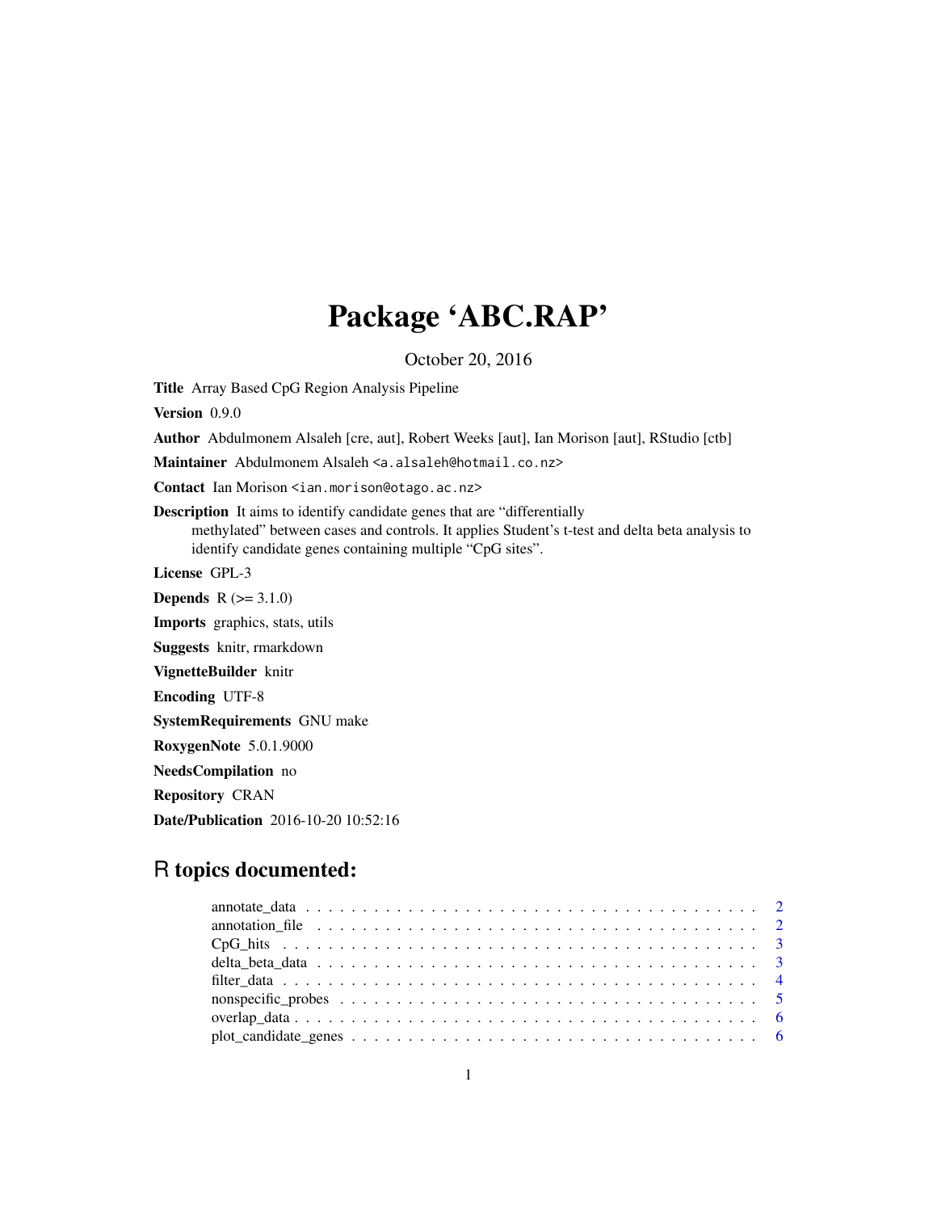# Package 'ABC.RAP'

October 20, 2016

**Title** Array Based CpG Region Analysis Pipeline

**Version** 0.9.0

**Author** Abdulmonem Alsaleh [cre, aut], Robert Weeks [aut], Ian Morison [aut], RStudio [ctb]

**Maintainer** Abdulmonem Alsaleh <a.alsaleh@hotmail.co.nz>

**Contact** Ian Morison <ian.morison@otago.ac.nz>

**Description** It aims to identify candidate genes that are "differentially methylated" between cases and controls. It applies Student's t-test and delta beta analysis to identify candidate genes containing multiple "CpG sites".

**License** GPL-3

**Depends** R (>= 3.1.0)

**Imports** graphics, stats, utils

**Suggests** knitr, rmarkdown

**VignetteBuilder** knitr

**Encoding** UTF-8

**SystemRequirements** GNU make

**RoxygenNote** 5.0.1.9000

**NeedsCompilation** no

**Repository** CRAN

**Date/Publication** 2016-10-20 10:52:16

## R topics documented:

- annotate_data . . . . . . . . . . . . . . . . . . . . . . . . . . . . . . . . . . . . . . . 2
- annotation_file . . . . . . . . . . . . . . . . . . . . . . . . . . . . . . . . . . . . . . . 2
- CpG_hits . . . . . . . . . . . . . . . . . . . . . . . . . . . . . . . . . . . . . . . 3
- delta_beta_data . . . . . . . . . . . . . . . . . . . . . . . . . . . . . . . . . . . . . . . 3
- filter_data . . . . . . . . . . . . . . . . . . . . . . . . . . . . . . . . . . . . . . . 4
- nonspecific_probes . . . . . . . . . . . . . . . . . . . . . . . . . . . . . . . . . . . . . . . 5
- overlap_data . . . . . . . . . . . . . . . . . . . . . . . . . . . . . . . . . . . . . . . 6
- plot_candidate_genes . . . . . . . . . . . . . . . . . . . . . . . . . . . . . . . . . . . . . . . 6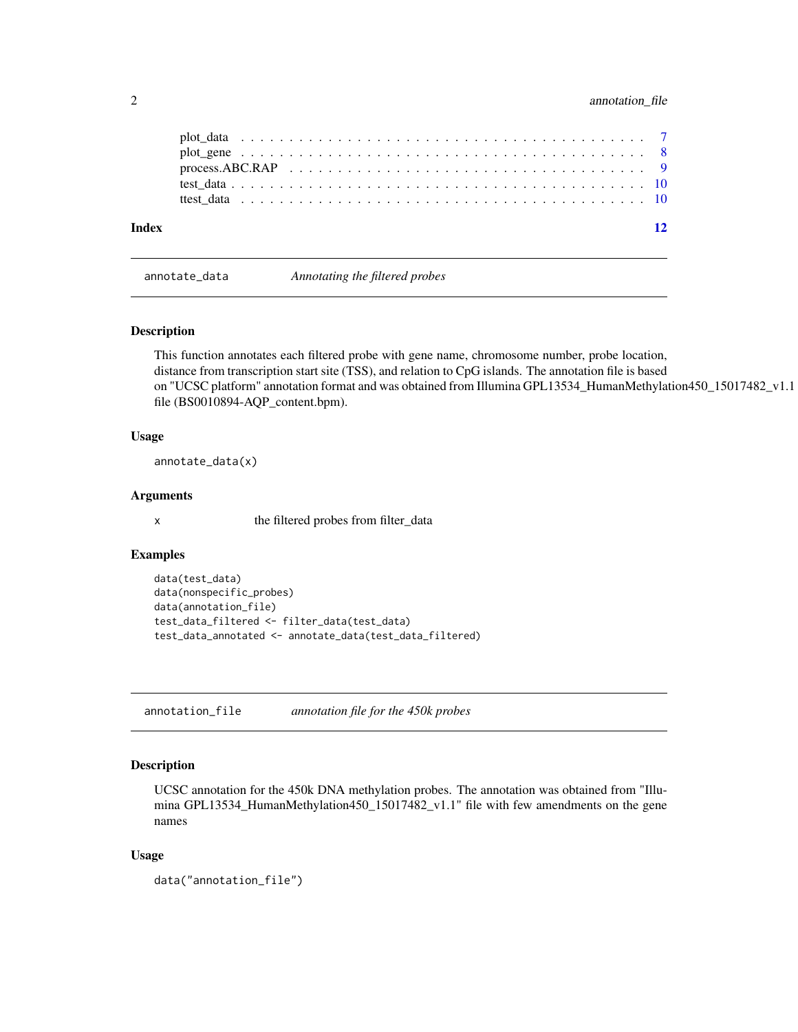| | |
|---|---|
| plot_data | 7 |
| plot_gene | 8 |
| process.ABC.RAP | 9 |
| test_data | 10 |
| ttest_data | 10 |

**Index** **12**

---

`annotate_data` *Annotating the filtered probes*

---

### Description

This function annotates each filtered probe with gene name, chromosome number, probe location, distance from transcription start site (TSS), and relation to CpG islands. The annotation file is based on "UCSC platform" annotation format and was obtained from Illumina GPL13534_HumanMethylation450_15017482_v1.1 file (BS0010894-AQP_content.bpm).

### Usage

```
annotate_data(x)
```

### Arguments

| | |
|---|---|
| x | the filtered probes from filter_data |

### Examples

```
data(test_data)
data(nonspecific_probes)
data(annotation_file)
test_data_filtered <- filter_data(test_data)
test_data_annotated <- annotate_data(test_data_filtered)
```

---

`annotation_file` *annotation file for the 450k probes*

---

### Description

UCSC annotation for the 450k DNA methylation probes. The annotation was obtained from "Illumina GPL13534_HumanMethylation450_15017482_v1.1" file with few amendments on the gene names

### Usage

```
data("annotation_file")
```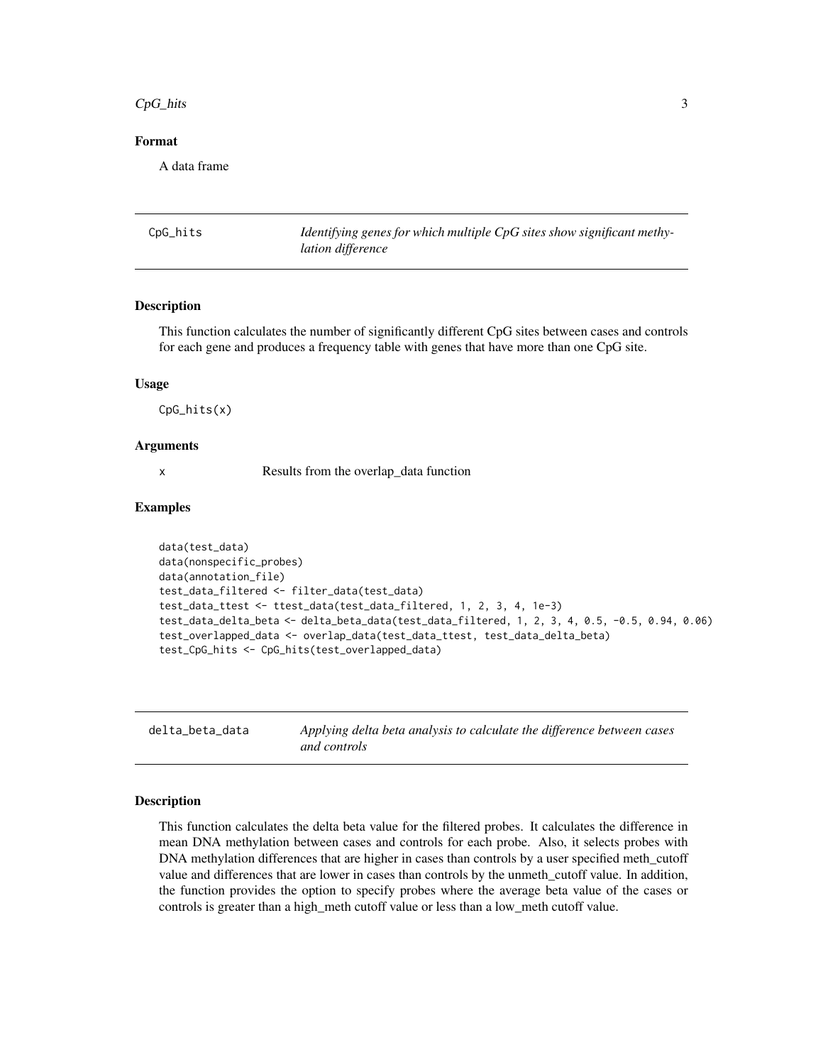### Format

A data frame

## CpG_hits — *Identifying genes for which multiple CpG sites show significant methylation difference*

### Description

This function calculates the number of significantly different CpG sites between cases and controls for each gene and produces a frequency table with genes that have more than one CpG site.

### Usage

```
CpG_hits(x)
```

### Arguments

| | |
|---|---|
| x | Results from the overlap_data function |

### Examples

```
data(test_data)
data(nonspecific_probes)
data(annotation_file)
test_data_filtered <- filter_data(test_data)
test_data_ttest <- ttest_data(test_data_filtered, 1, 2, 3, 4, 1e-3)
test_data_delta_beta <- delta_beta_data(test_data_filtered, 1, 2, 3, 4, 0.5, -0.5, 0.94, 0.06)
test_overlapped_data <- overlap_data(test_data_ttest, test_data_delta_beta)
test_CpG_hits <- CpG_hits(test_overlapped_data)
```

## delta_beta_data — *Applying delta beta analysis to calculate the difference between cases and controls*

### Description

This function calculates the delta beta value for the filtered probes. It calculates the difference in mean DNA methylation between cases and controls for each probe. Also, it selects probes with DNA methylation differences that are higher in cases than controls by a user specified meth_cutoff value and differences that are lower in cases than controls by the unmeth_cutoff value. In addition, the function provides the option to specify probes where the average beta value of the cases or controls is greater than a high_meth cutoff value or less than a low_meth cutoff value.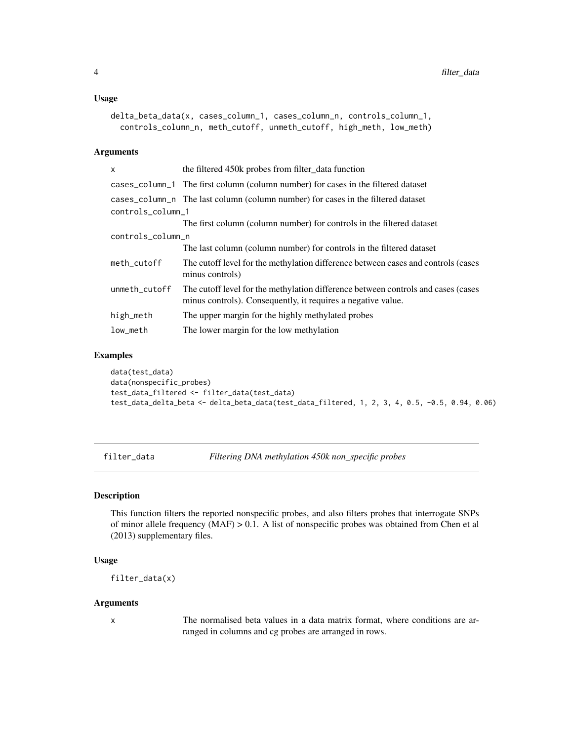### Usage

```
delta_beta_data(x, cases_column_1, cases_column_n, controls_column_1,
  controls_column_n, meth_cutoff, unmeth_cutoff, high_meth, low_meth)
```

### Arguments

| | |
|---|---|
| x | the filtered 450k probes from filter_data function |
| cases_column_1 | The first column (column number) for cases in the filtered dataset |
| cases_column_n | The last column (column number) for cases in the filtered dataset |
| controls_column_1 | The first column (column number) for controls in the filtered dataset |
| controls_column_n | The last column (column number) for controls in the filtered dataset |
| meth_cutoff | The cutoff level for the methylation difference between cases and controls (cases minus controls) |
| unmeth_cutoff | The cutoff level for the methylation difference between controls and cases (cases minus controls). Consequently, it requires a negative value. |
| high_meth | The upper margin for the highly methylated probes |
| low_meth | The lower margin for the low methylation |

### Examples

```
data(test_data)
data(nonspecific_probes)
test_data_filtered <- filter_data(test_data)
test_data_delta_beta <- delta_beta_data(test_data_filtered, 1, 2, 3, 4, 0.5, -0.5, 0.94, 0.06)
```

---

## filter_data — *Filtering DNA methylation 450k non_specific probes*

---

### Description

This function filters the reported nonspecific probes, and also filters probes that interrogate SNPs of minor allele frequency (MAF) > 0.1. A list of nonspecific probes was obtained from Chen et al (2013) supplementary files.

### Usage

```
filter_data(x)
```

### Arguments

| | |
|---|---|
| x | The normalised beta values in a data matrix format, where conditions are arranged in columns and cg probes are arranged in rows. |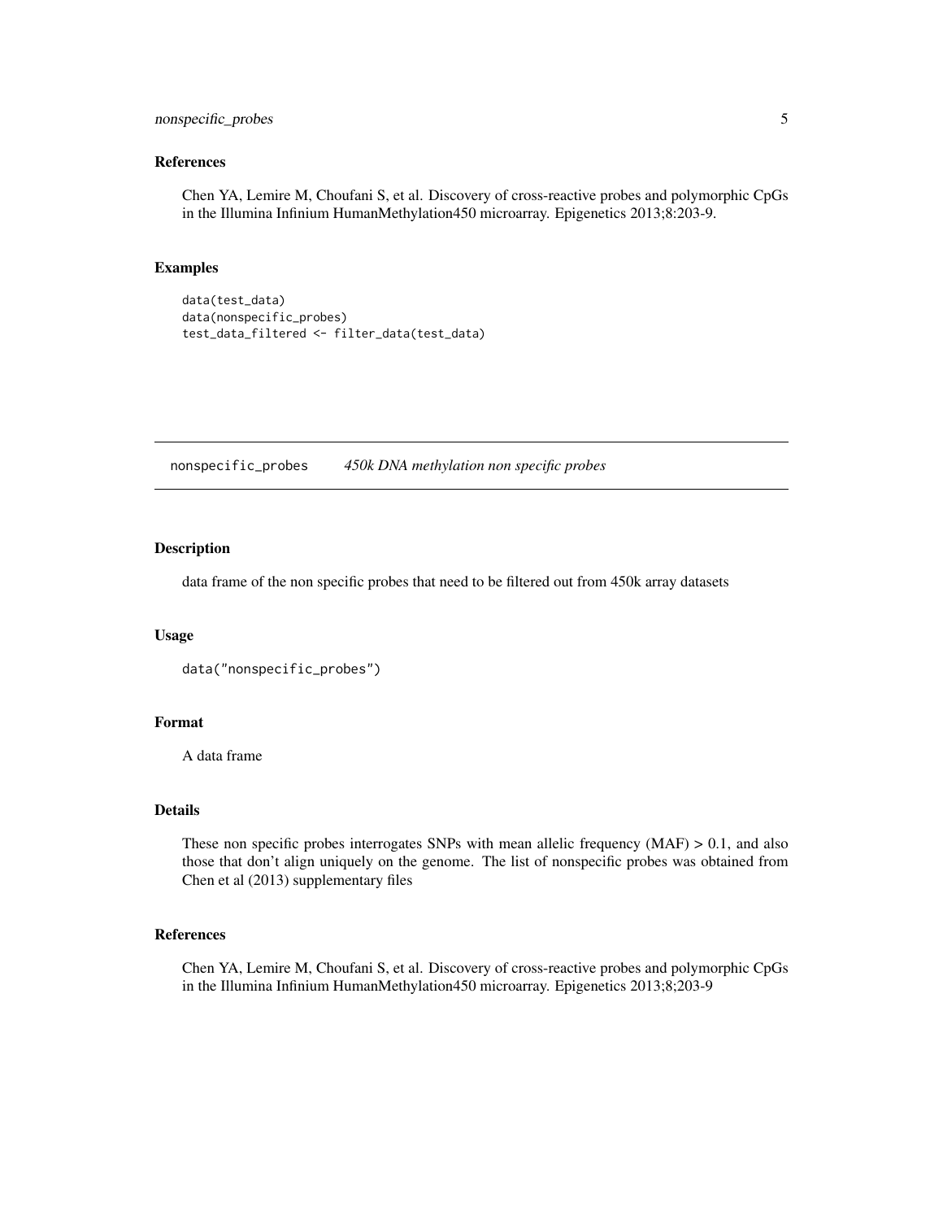### References

Chen YA, Lemire M, Choufani S, et al. Discovery of cross-reactive probes and polymorphic CpGs in the Illumina Infinium HumanMethylation450 microarray. Epigenetics 2013;8:203-9.

### Examples

```
data(test_data)
data(nonspecific_probes)
test_data_filtered <- filter_data(test_data)
```

---

## nonspecific_probes *450k DNA methylation non specific probes*

---

### Description

data frame of the non specific probes that need to be filtered out from 450k array datasets

### Usage

```
data("nonspecific_probes")
```

### Format

A data frame

### Details

These non specific probes interrogates SNPs with mean allelic frequency (MAF) > 0.1, and also those that don't align uniquely on the genome. The list of nonspecific probes was obtained from Chen et al (2013) supplementary files

### References

Chen YA, Lemire M, Choufani S, et al. Discovery of cross-reactive probes and polymorphic CpGs in the Illumina Infinium HumanMethylation450 microarray. Epigenetics 2013;8;203-9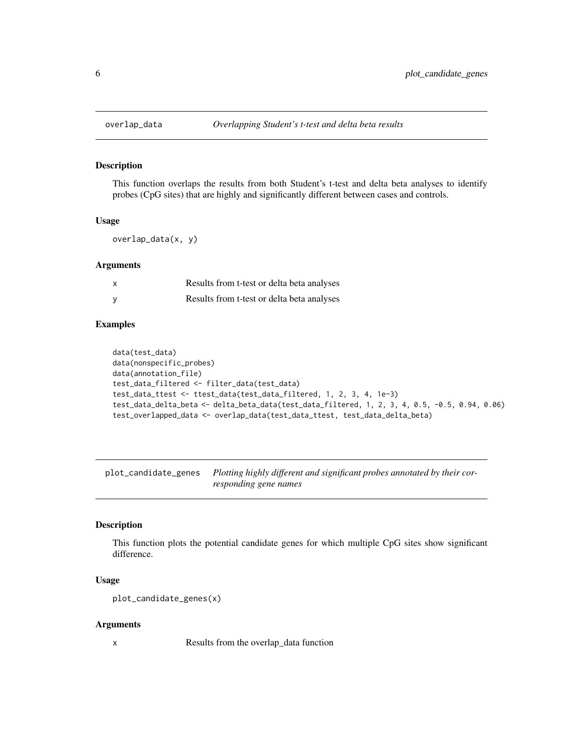## overlap_data *Overlapping Student's t-test and delta beta results*

### Description

This function overlaps the results from both Student's t-test and delta beta analyses to identify probes (CpG sites) that are highly and significantly different between cases and controls.

### Usage

```
overlap_data(x, y)
```

### Arguments

| | |
|---|---|
| x | Results from t-test or delta beta analyses |
| y | Results from t-test or delta beta analyses |

### Examples

```
data(test_data)
data(nonspecific_probes)
data(annotation_file)
test_data_filtered <- filter_data(test_data)
test_data_ttest <- ttest_data(test_data_filtered, 1, 2, 3, 4, 1e-3)
test_data_delta_beta <- delta_beta_data(test_data_filtered, 1, 2, 3, 4, 0.5, -0.5, 0.94, 0.06)
test_overlapped_data <- overlap_data(test_data_ttest, test_data_delta_beta)
```

## plot_candidate_genes *Plotting highly different and significant probes annotated by their corresponding gene names*

### Description

This function plots the potential candidate genes for which multiple CpG sites show significant difference.

### Usage

```
plot_candidate_genes(x)
```

### Arguments

| | |
|---|---|
| x | Results from the overlap_data function |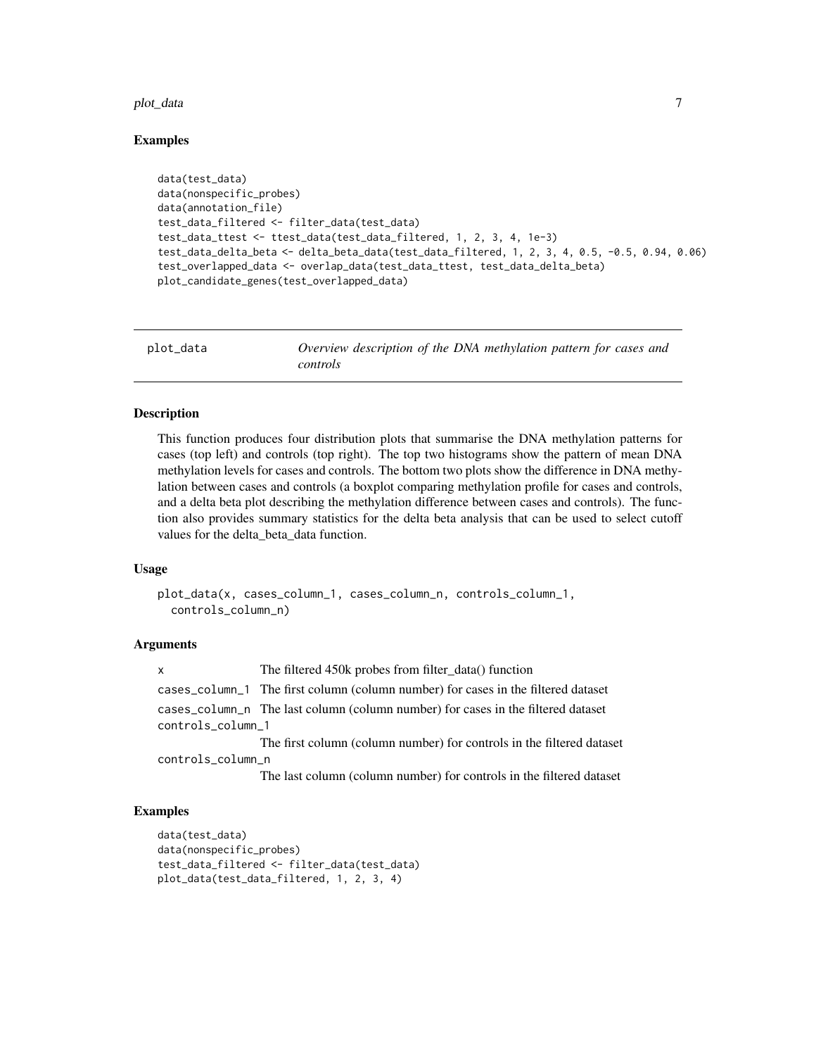### Examples

```
data(test_data)
data(nonspecific_probes)
data(annotation_file)
test_data_filtered <- filter_data(test_data)
test_data_ttest <- ttest_data(test_data_filtered, 1, 2, 3, 4, 1e-3)
test_data_delta_beta <- delta_beta_data(test_data_filtered, 1, 2, 3, 4, 0.5, -0.5, 0.94, 0.06)
test_overlapped_data <- overlap_data(test_data_ttest, test_data_delta_beta)
plot_candidate_genes(test_overlapped_data)
```

---

## plot_data — *Overview description of the DNA methylation pattern for cases and controls*

---

### Description

This function produces four distribution plots that summarise the DNA methylation patterns for cases (top left) and controls (top right). The top two histograms show the pattern of mean DNA methylation levels for cases and controls. The bottom two plots show the difference in DNA methylation between cases and controls (a boxplot comparing methylation profile for cases and controls, and a delta beta plot describing the methylation difference between cases and controls). The function also provides summary statistics for the delta beta analysis that can be used to select cutoff values for the delta_beta_data function.

### Usage

```
plot_data(x, cases_column_1, cases_column_n, controls_column_1,
  controls_column_n)
```

### Arguments

| | |
|---|---|
| x | The filtered 450k probes from filter_data() function |
| cases_column_1 | The first column (column number) for cases in the filtered dataset |
| cases_column_n | The last column (column number) for cases in the filtered dataset |
| controls_column_1 | The first column (column number) for controls in the filtered dataset |
| controls_column_n | The last column (column number) for controls in the filtered dataset |

### Examples

```
data(test_data)
data(nonspecific_probes)
test_data_filtered <- filter_data(test_data)
plot_data(test_data_filtered, 1, 2, 3, 4)
```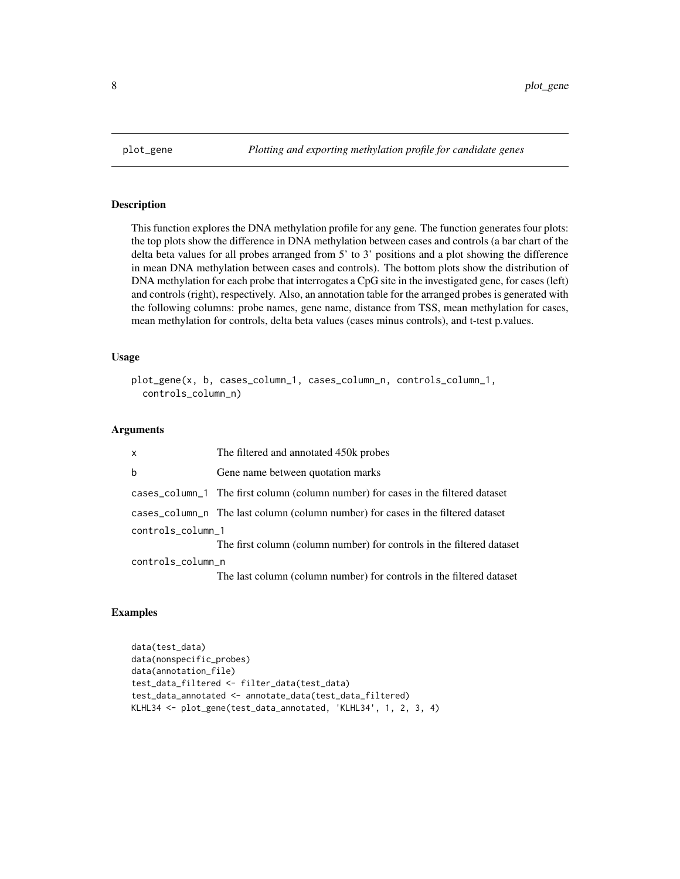## plot_gene — *Plotting and exporting methylation profile for candidate genes*

### Description

This function explores the DNA methylation profile for any gene. The function generates four plots: the top plots show the difference in DNA methylation between cases and controls (a bar chart of the delta beta values for all probes arranged from 5' to 3' positions and a plot showing the difference in mean DNA methylation between cases and controls). The bottom plots show the distribution of DNA methylation for each probe that interrogates a CpG site in the investigated gene, for cases (left) and controls (right), respectively. Also, an annotation table for the arranged probes is generated with the following columns: probe names, gene name, distance from TSS, mean methylation for cases, mean methylation for controls, delta beta values (cases minus controls), and t-test p.values.

### Usage

```
plot_gene(x, b, cases_column_1, cases_column_n, controls_column_1,
  controls_column_n)
```

### Arguments

| Argument | Description |
| --- | --- |
| x | The filtered and annotated 450k probes |
| b | Gene name between quotation marks |
| cases_column_1 | The first column (column number) for cases in the filtered dataset |
| cases_column_n | The last column (column number) for cases in the filtered dataset |
| controls_column_1 | The first column (column number) for controls in the filtered dataset |
| controls_column_n | The last column (column number) for controls in the filtered dataset |

### Examples

```
data(test_data)
data(nonspecific_probes)
data(annotation_file)
test_data_filtered <- filter_data(test_data)
test_data_annotated <- annotate_data(test_data_filtered)
KLHL34 <- plot_gene(test_data_annotated, 'KLHL34', 1, 2, 3, 4)
```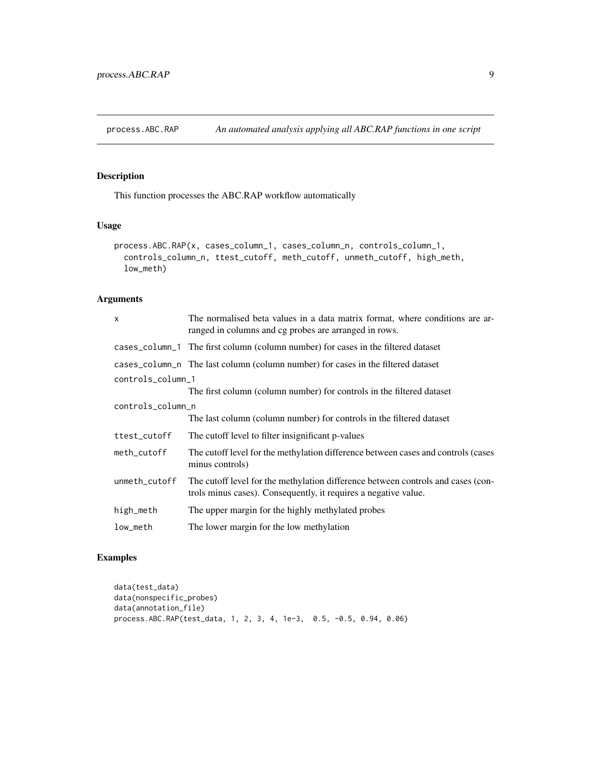process.ABC.RAP *An automated analysis applying all ABC.RAP functions in one script*

## Description

This function processes the ABC.RAP workflow automatically

## Usage

```
process.ABC.RAP(x, cases_column_1, cases_column_n, controls_column_1,
  controls_column_n, ttest_cutoff, meth_cutoff, unmeth_cutoff, high_meth,
  low_meth)
```

## Arguments

| | |
|---|---|
| x | The normalised beta values in a data matrix format, where conditions are arranged in columns and cg probes are arranged in rows. |
| cases_column_1 | The first column (column number) for cases in the filtered dataset |
| cases_column_n | The last column (column number) for cases in the filtered dataset |
| controls_column_1 | The first column (column number) for controls in the filtered dataset |
| controls_column_n | The last column (column number) for controls in the filtered dataset |
| ttest_cutoff | The cutoff level to filter insignificant p-values |
| meth_cutoff | The cutoff level for the methylation difference between cases and controls (cases minus controls) |
| unmeth_cutoff | The cutoff level for the methylation difference between controls and cases (controls minus cases). Consequently, it requires a negative value. |
| high_meth | The upper margin for the highly methylated probes |
| low_meth | The lower margin for the low methylation |

## Examples

```
data(test_data)
data(nonspecific_probes)
data(annotation_file)
process.ABC.RAP(test_data, 1, 2, 3, 4, 1e-3,  0.5, -0.5, 0.94, 0.06)
```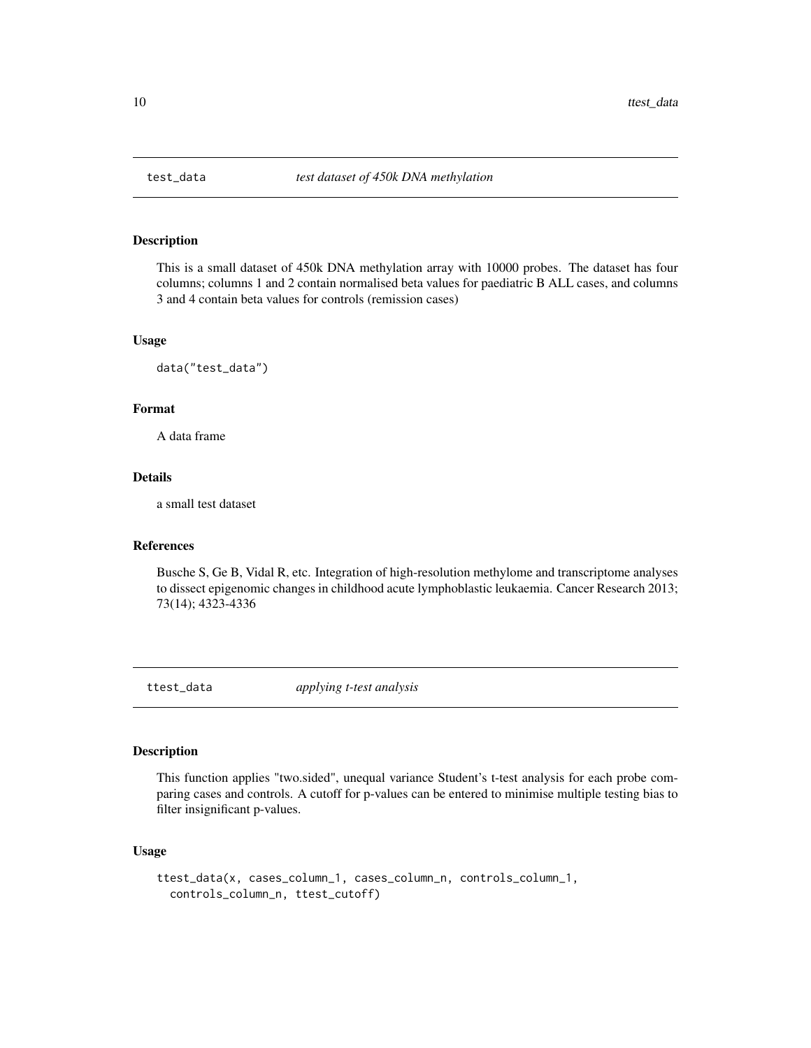## test_data *test dataset of 450k DNA methylation*

### Description

This is a small dataset of 450k DNA methylation array with 10000 probes. The dataset has four columns; columns 1 and 2 contain normalised beta values for paediatric B ALL cases, and columns 3 and 4 contain beta values for controls (remission cases)

### Usage

```
data("test_data")
```

### Format

A data frame

### Details

a small test dataset

### References

Busche S, Ge B, Vidal R, etc. Integration of high-resolution methylome and transcriptome analyses to dissect epigenomic changes in childhood acute lymphoblastic leukaemia. Cancer Research 2013; 73(14); 4323-4336

## ttest_data *applying t-test analysis*

### Description

This function applies "two.sided", unequal variance Student's t-test analysis for each probe comparing cases and controls. A cutoff for p-values can be entered to minimise multiple testing bias to filter insignificant p-values.

### Usage

```
ttest_data(x, cases_column_1, cases_column_n, controls_column_1,
  controls_column_n, ttest_cutoff)
```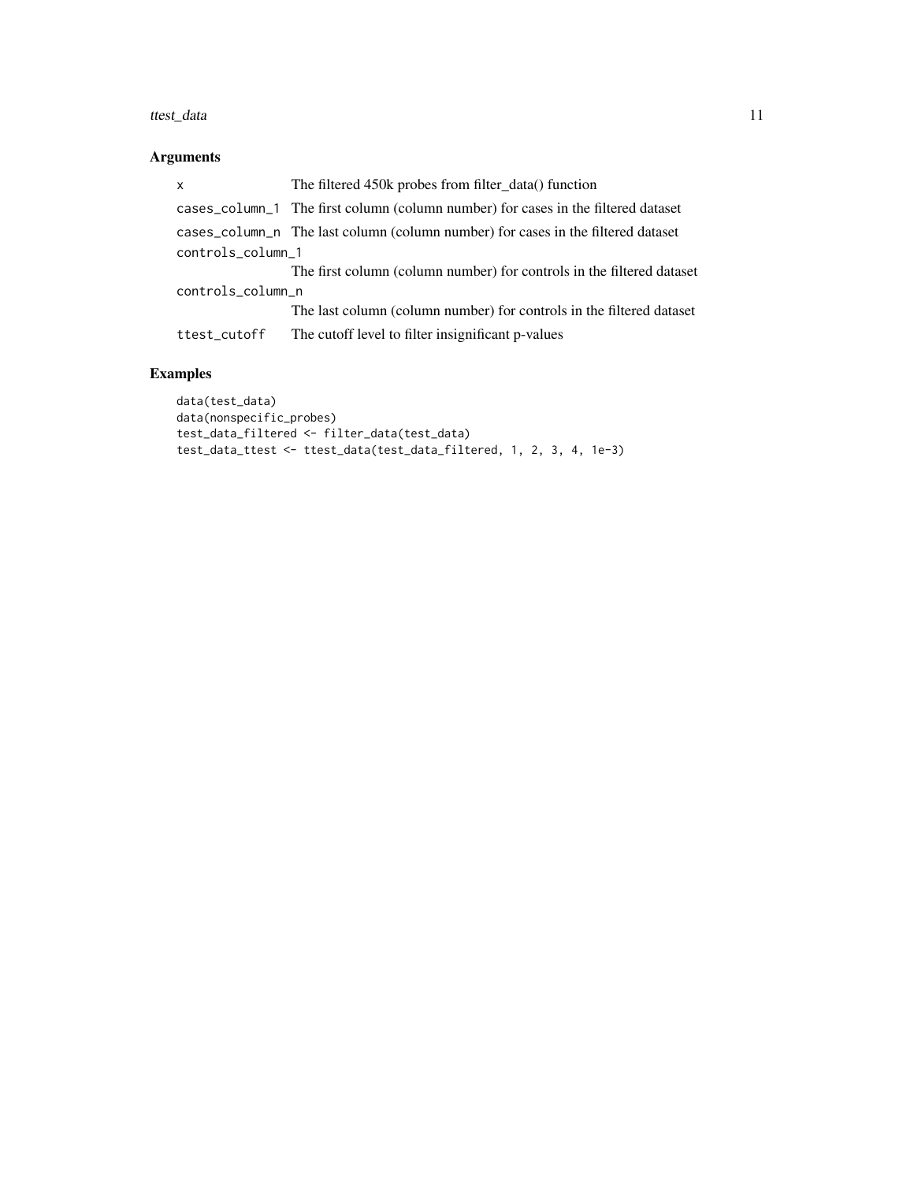## Arguments

| Argument | Description |
| --- | --- |
| `x` | The filtered 450k probes from filter_data() function |
| `cases_column_1` | The first column (column number) for cases in the filtered dataset |
| `cases_column_n` | The last column (column number) for cases in the filtered dataset |
| `controls_column_1` | The first column (column number) for controls in the filtered dataset |
| `controls_column_n` | The last column (column number) for controls in the filtered dataset |
| `ttest_cutoff` | The cutoff level to filter insignificant p-values |

## Examples

```
data(test_data)
data(nonspecific_probes)
test_data_filtered <- filter_data(test_data)
test_data_ttest <- ttest_data(test_data_filtered, 1, 2, 3, 4, 1e-3)
```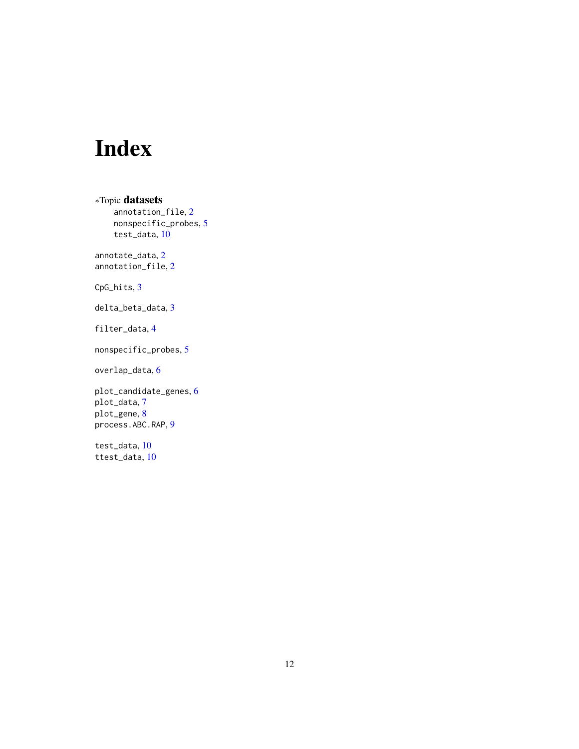# Index

∗Topic **datasets**

annotation_file, 2
nonspecific_probes, 5
test_data, 10

annotate_data, 2
annotation_file, 2

CpG_hits, 3

delta_beta_data, 3

filter_data, 4

nonspecific_probes, 5

overlap_data, 6

plot_candidate_genes, 6
plot_data, 7
plot_gene, 8
process.ABC.RAP, 9

test_data, 10
ttest_data, 10